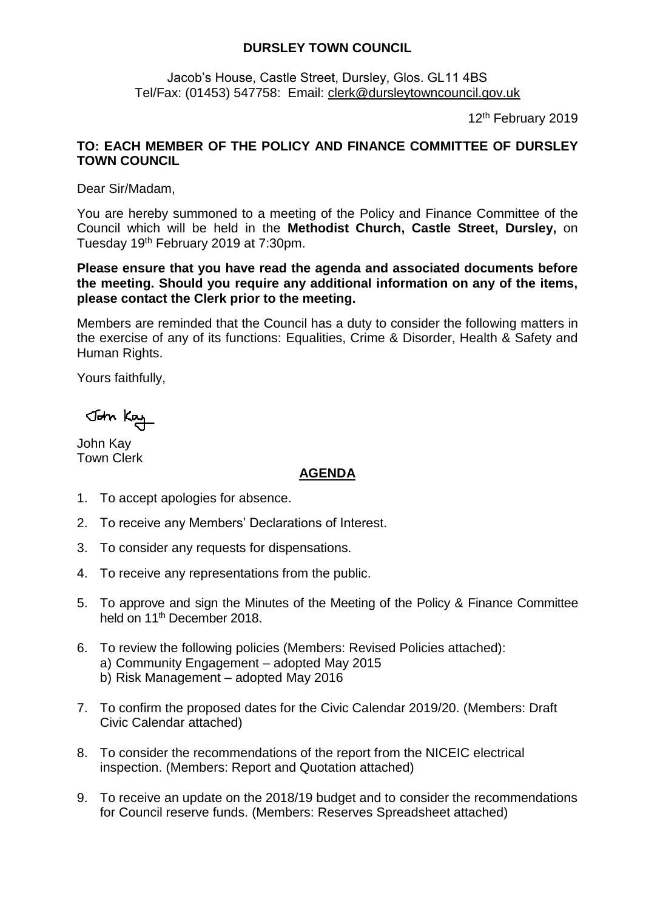# DURSLEY TOWN COUNCIL

Jacob's House, Castle Street, Dursley, Glos. GL11 4BS
Tel/Fax: (01453) 547758: Email: clerk@dursleytowncouncil.gov.uk

12th February 2019

**TO: EACH MEMBER OF THE POLICY AND FINANCE COMMITTEE OF DURSLEY TOWN COUNCIL**

Dear Sir/Madam,

You are hereby summoned to a meeting of the Policy and Finance Committee of the Council which will be held in the **Methodist Church, Castle Street, Dursley,** on Tuesday 19th February 2019 at 7:30pm.

**Please ensure that you have read the agenda and associated documents before the meeting. Should you require any additional information on any of the items, please contact the Clerk prior to the meeting.**

Members are reminded that the Council has a duty to consider the following matters in the exercise of any of its functions: Equalities, Crime & Disorder, Health & Safety and Human Rights.

Yours faithfully,

John Kay

John Kay
Town Clerk

## AGENDA

1. To accept apologies for absence.
2. To receive any Members' Declarations of Interest.
3. To consider any requests for dispensations.
4. To receive any representations from the public.
5. To approve and sign the Minutes of the Meeting of the Policy & Finance Committee held on 11th December 2018.
6. To review the following policies (Members: Revised Policies attached):
   a) Community Engagement – adopted May 2015
   b) Risk Management – adopted May 2016
7. To confirm the proposed dates for the Civic Calendar 2019/20. (Members: Draft Civic Calendar attached)
8. To consider the recommendations of the report from the NICEIC electrical inspection. (Members: Report and Quotation attached)
9. To receive an update on the 2018/19 budget and to consider the recommendations for Council reserve funds. (Members: Reserves Spreadsheet attached)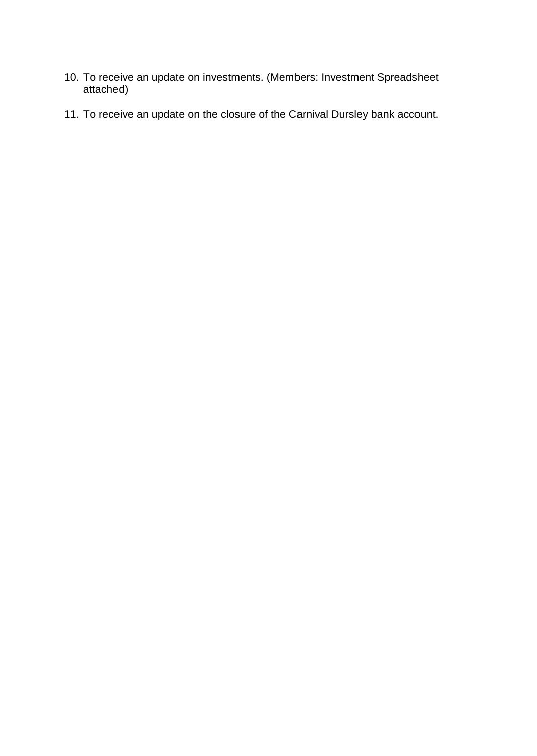10. To receive an update on investments. (Members: Investment Spreadsheet attached)

11. To receive an update on the closure of the Carnival Dursley bank account.